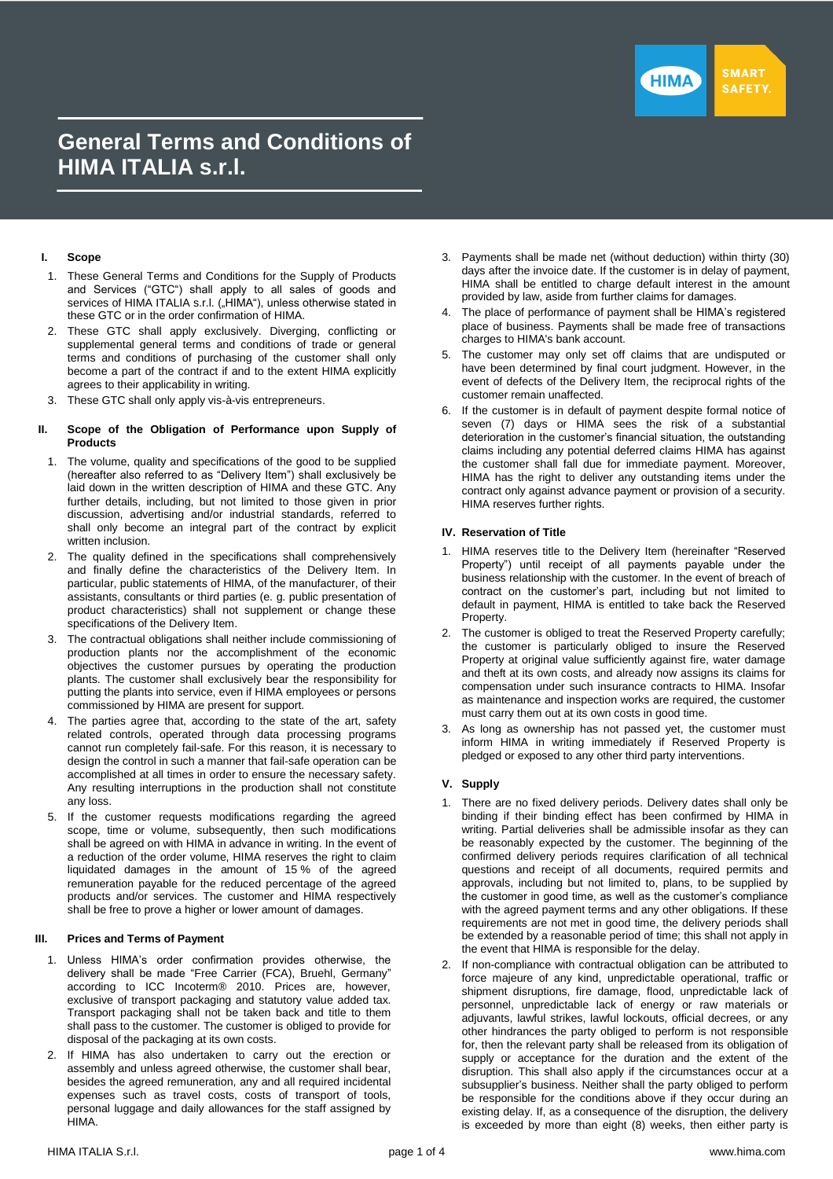# General Terms and Conditions of HIMA ITALIA s.r.l.

## I. Scope

1. These General Terms and Conditions for the Supply of Products and Services ("GTC") shall apply to all sales of goods and services of HIMA ITALIA s.r.l. („HIMA"), unless otherwise stated in these GTC or in the order confirmation of HIMA.
2. These GTC shall apply exclusively. Diverging, conflicting or supplemental general terms and conditions of trade or general terms and conditions of purchasing of the customer shall only become a part of the contract if and to the extent HIMA explicitly agrees to their applicability in writing.
3. These GTC shall only apply vis-à-vis entrepreneurs.

## II. Scope of the Obligation of Performance upon Supply of Products

1. The volume, quality and specifications of the good to be supplied (hereafter also referred to as "Delivery Item") shall exclusively be laid down in the written description of HIMA and these GTC. Any further details, including, but not limited to those given in prior discussion, advertising and/or industrial standards, referred to shall only become an integral part of the contract by explicit written inclusion.
2. The quality defined in the specifications shall comprehensively and finally define the characteristics of the Delivery Item. In particular, public statements of HIMA, of the manufacturer, of their assistants, consultants or third parties (e. g. public presentation of product characteristics) shall not supplement or change these specifications of the Delivery Item.
3. The contractual obligations shall neither include commissioning of production plants nor the accomplishment of the economic objectives the customer pursues by operating the production plants. The customer shall exclusively bear the responsibility for putting the plants into service, even if HIMA employees or persons commissioned by HIMA are present for support.
4. The parties agree that, according to the state of the art, safety related controls, operated through data processing programs cannot run completely fail-safe. For this reason, it is necessary to design the control in such a manner that fail-safe operation can be accomplished at all times in order to ensure the necessary safety. Any resulting interruptions in the production shall not constitute any loss.
5. If the customer requests modifications regarding the agreed scope, time or volume, subsequently, then such modifications shall be agreed on with HIMA in advance in writing. In the event of a reduction of the order volume, HIMA reserves the right to claim liquidated damages in the amount of 15 % of the agreed remuneration payable for the reduced percentage of the agreed products and/or services. The customer and HIMA respectively shall be free to prove a higher or lower amount of damages.

## III. Prices and Terms of Payment

1. Unless HIMA's order confirmation provides otherwise, the delivery shall be made "Free Carrier (FCA), Bruehl, Germany" according to ICC Incoterm® 2010. Prices are, however, exclusive of transport packaging and statutory value added tax. Transport packaging shall not be taken back and title to them shall pass to the customer. The customer is obliged to provide for disposal of the packaging at its own costs.
2. If HIMA has also undertaken to carry out the erection or assembly and unless agreed otherwise, the customer shall bear, besides the agreed remuneration, any and all required incidental expenses such as travel costs, costs of transport of tools, personal luggage and daily allowances for the staff assigned by HIMA.
3. Payments shall be made net (without deduction) within thirty (30) days after the invoice date. If the customer is in delay of payment, HIMA shall be entitled to charge default interest in the amount provided by law, aside from further claims for damages.
4. The place of performance of payment shall be HIMA's registered place of business. Payments shall be made free of transactions charges to HIMA's bank account.
5. The customer may only set off claims that are undisputed or have been determined by final court judgment. However, in the event of defects of the Delivery Item, the reciprocal rights of the customer remain unaffected.
6. If the customer is in default of payment despite formal notice of seven (7) days or HIMA sees the risk of a substantial deterioration in the customer's financial situation, the outstanding claims including any potential deferred claims HIMA has against the customer shall fall due for immediate payment. Moreover, HIMA has the right to deliver any outstanding items under the contract only against advance payment or provision of a security. HIMA reserves further rights.

## IV. Reservation of Title

1. HIMA reserves title to the Delivery Item (hereinafter "Reserved Property") until receipt of all payments payable under the business relationship with the customer. In the event of breach of contract on the customer's part, including but not limited to default in payment, HIMA is entitled to take back the Reserved Property.
2. The customer is obliged to treat the Reserved Property carefully; the customer is particularly obliged to insure the Reserved Property at original value sufficiently against fire, water damage and theft at its own costs, and already now assigns its claims for compensation under such insurance contracts to HIMA. Insofar as maintenance and inspection works are required, the customer must carry them out at its own costs in good time.
3. As long as ownership has not passed yet, the customer must inform HIMA in writing immediately if Reserved Property is pledged or exposed to any other third party interventions.

## V. Supply

1. There are no fixed delivery periods. Delivery dates shall only be binding if their binding effect has been confirmed by HIMA in writing. Partial deliveries shall be admissible insofar as they can be reasonably expected by the customer. The beginning of the confirmed delivery periods requires clarification of all technical questions and receipt of all documents, required permits and approvals, including but not limited to, plans, to be supplied by the customer in good time, as well as the customer's compliance with the agreed payment terms and any other obligations. If these requirements are not met in good time, the delivery periods shall be extended by a reasonable period of time; this shall not apply in the event that HIMA is responsible for the delay.
2. If non-compliance with contractual obligation can be attributed to force majeure of any kind, unpredictable operational, traffic or shipment disruptions, fire damage, flood, unpredictable lack of personnel, unpredictable lack of energy or raw materials or adjuvants, lawful strikes, lawful lockouts, official decrees, or any other hindrances the party obliged to perform is not responsible for, then the relevant party shall be released from its obligation of supply or acceptance for the duration and the extent of the disruption. This shall also apply if the circumstances occur at a subsupplier's business. Neither shall the party obliged to perform be responsible for the conditions above if they occur during an existing delay. If, as a consequence of the disruption, the delivery is exceeded by more than eight (8) weeks, then either party is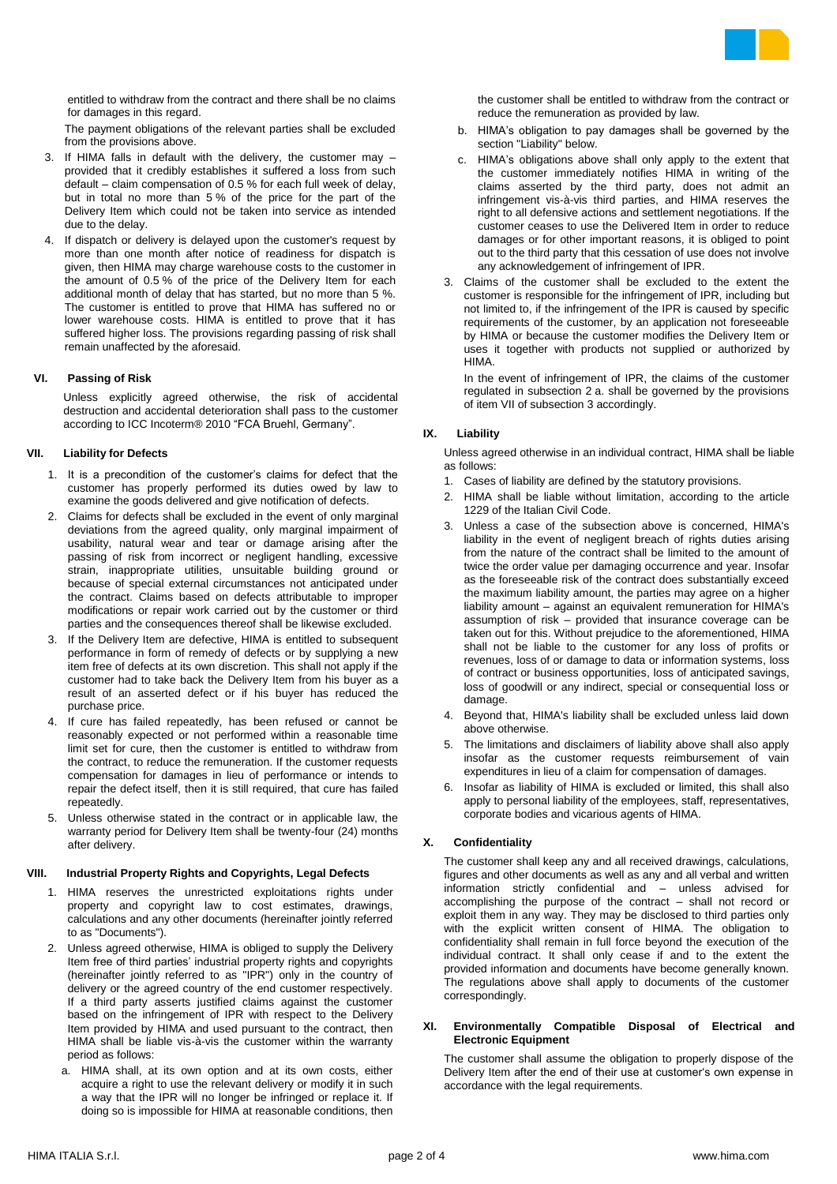entitled to withdraw from the contract and there shall be no claims for damages in this regard.

The payment obligations of the relevant parties shall be excluded from the provisions above.

3. If HIMA falls in default with the delivery, the customer may – provided that it credibly establishes it suffered a loss from such default – claim compensation of 0.5 % for each full week of delay, but in total no more than 5 % of the price for the part of the Delivery Item which could not be taken into service as intended due to the delay.
4. If dispatch or delivery is delayed upon the customer's request by more than one month after notice of readiness for dispatch is given, then HIMA may charge warehouse costs to the customer in the amount of 0.5 % of the price of the Delivery Item for each additional month of delay that has started, but no more than 5 %. The customer is entitled to prove that HIMA has suffered no or lower warehouse costs. HIMA is entitled to prove that it has suffered higher loss. The provisions regarding passing of risk shall remain unaffected by the aforesaid.

## VI. Passing of Risk

Unless explicitly agreed otherwise, the risk of accidental destruction and accidental deterioration shall pass to the customer according to ICC Incoterm® 2010 "FCA Bruehl, Germany".

## VII. Liability for Defects

1. It is a precondition of the customer's claims for defect that the customer has properly performed its duties owed by law to examine the goods delivered and give notification of defects.
2. Claims for defects shall be excluded in the event of only marginal deviations from the agreed quality, only marginal impairment of usability, natural wear and tear or damage arising after the passing of risk from incorrect or negligent handling, excessive strain, inappropriate utilities, unsuitable building ground or because of special external circumstances not anticipated under the contract. Claims based on defects attributable to improper modifications or repair work carried out by the customer or third parties and the consequences thereof shall be likewise excluded.
3. If the Delivery Item are defective, HIMA is entitled to subsequent performance in form of remedy of defects or by supplying a new item free of defects at its own discretion. This shall not apply if the customer had to take back the Delivery Item from his buyer as a result of an asserted defect or if his buyer has reduced the purchase price.
4. If cure has failed repeatedly, has been refused or cannot be reasonably expected or not performed within a reasonable time limit set for cure, then the customer is entitled to withdraw from the contract, to reduce the remuneration. If the customer requests compensation for damages in lieu of performance or intends to repair the defect itself, then it is still required, that cure has failed repeatedly.
5. Unless otherwise stated in the contract or in applicable law, the warranty period for Delivery Item shall be twenty-four (24) months after delivery.

## VIII. Industrial Property Rights and Copyrights, Legal Defects

1. HIMA reserves the unrestricted exploitations rights under property and copyright law to cost estimates, drawings, calculations and any other documents (hereinafter jointly referred to as "Documents").
2. Unless agreed otherwise, HIMA is obliged to supply the Delivery Item free of third parties' industrial property rights and copyrights (hereinafter jointly referred to as "IPR") only in the country of delivery or the agreed country of the end customer respectively. If a third party asserts justified claims against the customer based on the infringement of IPR with respect to the Delivery Item provided by HIMA and used pursuant to the contract, then HIMA shall be liable vis-à-vis the customer within the warranty period as follows:
   a. HIMA shall, at its own option and at its own costs, either acquire a right to use the relevant delivery or modify it in such a way that the IPR will no longer be infringed or replace it. If doing so is impossible for HIMA at reasonable conditions, then the customer shall be entitled to withdraw from the contract or reduce the remuneration as provided by law.
   b. HIMA's obligation to pay damages shall be governed by the section "Liability" below.
   c. HIMA's obligations above shall only apply to the extent that the customer immediately notifies HIMA in writing of the claims asserted by the third party, does not admit an infringement vis-à-vis third parties, and HIMA reserves the right to all defensive actions and settlement negotiations. If the customer ceases to use the Delivered Item in order to reduce damages or for other important reasons, it is obliged to point out to the third party that this cessation of use does not involve any acknowledgement of infringement of IPR.
3. Claims of the customer shall be excluded to the extent the customer is responsible for the infringement of IPR, including but not limited to, if the infringement of the IPR is caused by specific requirements of the customer, by an application not foreseeable by HIMA or because the customer modifies the Delivery Item or uses it together with products not supplied or authorized by HIMA.

   In the event of infringement of IPR, the claims of the customer regulated in subsection 2 a. shall be governed by the provisions of item VII of subsection 3 accordingly.

## IX. Liability

Unless agreed otherwise in an individual contract, HIMA shall be liable as follows:

1. Cases of liability are defined by the statutory provisions.
2. HIMA shall be liable without limitation, according to the article 1229 of the Italian Civil Code.
3. Unless a case of the subsection above is concerned, HIMA's liability in the event of negligent breach of rights duties arising from the nature of the contract shall be limited to the amount of twice the order value per damaging occurrence and year. Insofar as the foreseeable risk of the contract does substantially exceed the maximum liability amount, the parties may agree on a higher liability amount – against an equivalent remuneration for HIMA's assumption of risk – provided that insurance coverage can be taken out for this. Without prejudice to the aforementioned, HIMA shall not be liable to the customer for any loss of profits or revenues, loss of or damage to data or information systems, loss of contract or business opportunities, loss of anticipated savings, loss of goodwill or any indirect, special or consequential loss or damage.
4. Beyond that, HIMA's liability shall be excluded unless laid down above otherwise.
5. The limitations and disclaimers of liability above shall also apply insofar as the customer requests reimbursement of vain expenditures in lieu of a claim for compensation of damages.
6. Insofar as liability of HIMA is excluded or limited, this shall also apply to personal liability of the employees, staff, representatives, corporate bodies and vicarious agents of HIMA.

## X. Confidentiality

The customer shall keep any and all received drawings, calculations, figures and other documents as well as any and all verbal and written information strictly confidential and – unless advised for accomplishing the purpose of the contract – shall not record or exploit them in any way. They may be disclosed to third parties only with the explicit written consent of HIMA. The obligation to confidentiality shall remain in full force beyond the execution of the individual contract. It shall only cease if and to the extent the provided information and documents have become generally known. The regulations above shall apply to documents of the customer correspondingly.

## XI. Environmentally Compatible Disposal of Electrical and Electronic Equipment

The customer shall assume the obligation to properly dispose of the Delivery Item after the end of their use at customer's own expense in accordance with the legal requirements.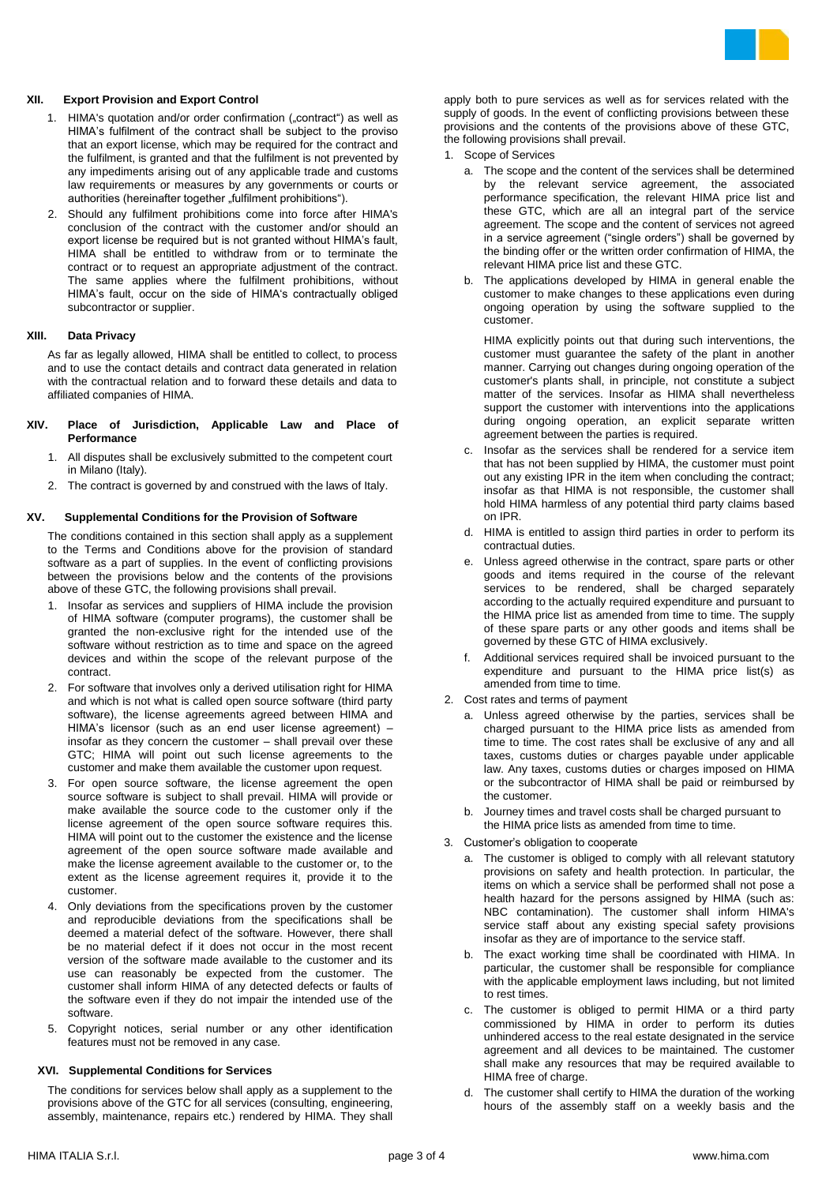## XII. Export Provision and Export Control

1. HIMA's quotation and/or order confirmation („contract") as well as HIMA's fulfilment of the contract shall be subject to the proviso that an export license, which may be required for the contract and the fulfilment, is granted and that the fulfilment is not prevented by any impediments arising out of any applicable trade and customs law requirements or measures by any governments or courts or authorities (hereinafter together „fulfilment prohibitions").
2. Should any fulfilment prohibitions come into force after HIMA's conclusion of the contract with the customer and/or should an export license be required but is not granted without HIMA's fault, HIMA shall be entitled to withdraw from or to terminate the contract or to request an appropriate adjustment of the contract. The same applies where the fulfilment prohibitions, without HIMA's fault, occur on the side of HIMA's contractually obliged subcontractor or supplier.

## XIII. Data Privacy

As far as legally allowed, HIMA shall be entitled to collect, to process and to use the contact details and contract data generated in relation with the contractual relation and to forward these details and data to affiliated companies of HIMA.

## XIV. Place of Jurisdiction, Applicable Law and Place of Performance

1. All disputes shall be exclusively submitted to the competent court in Milano (Italy).
2. The contract is governed by and construed with the laws of Italy.

## XV. Supplemental Conditions for the Provision of Software

The conditions contained in this section shall apply as a supplement to the Terms and Conditions above for the provision of standard software as a part of supplies. In the event of conflicting provisions between the provisions below and the contents of the provisions above of these GTC, the following provisions shall prevail.

1. Insofar as services and suppliers of HIMA include the provision of HIMA software (computer programs), the customer shall be granted the non-exclusive right for the intended use of the software without restriction as to time and space on the agreed devices and within the scope of the relevant purpose of the contract.
2. For software that involves only a derived utilisation right for HIMA and which is not what is called open source software (third party software), the license agreements agreed between HIMA and HIMA's licensor (such as an end user license agreement) – insofar as they concern the customer – shall prevail over these GTC; HIMA will point out such license agreements to the customer and make them available the customer upon request.
3. For open source software, the license agreement the open source software is subject to shall prevail. HIMA will provide or make available the source code to the customer only if the license agreement of the open source software requires this. HIMA will point out to the customer the existence and the license agreement of the open source software made available and make the license agreement available to the customer or, to the extent as the license agreement requires it, provide it to the customer.
4. Only deviations from the specifications proven by the customer and reproducible deviations from the specifications shall be deemed a material defect of the software. However, there shall be no material defect if it does not occur in the most recent version of the software made available to the customer and its use can reasonably be expected from the customer. The customer shall inform HIMA of any detected defects or faults of the software even if they do not impair the intended use of the software.
5. Copyright notices, serial number or any other identification features must not be removed in any case.

## XVI. Supplemental Conditions for Services

The conditions for services below shall apply as a supplement to the provisions above of the GTC for all services (consulting, engineering, assembly, maintenance, repairs etc.) rendered by HIMA. They shall apply both to pure services as well as for services related with the supply of goods. In the event of conflicting provisions between these provisions and the contents of the provisions above of these GTC, the following provisions shall prevail.

1. Scope of Services
   a. The scope and the content of the services shall be determined by the relevant service agreement, the associated performance specification, the relevant HIMA price list and these GTC, which are all an integral part of the service agreement. The scope and the content of services not agreed in a service agreement ("single orders") shall be governed by the binding offer or the written order confirmation of HIMA, the relevant HIMA price list and these GTC.
   b. The applications developed by HIMA in general enable the customer to make changes to these applications even during ongoing operation by using the software supplied to the customer.

      HIMA explicitly points out that during such interventions, the customer must guarantee the safety of the plant in another manner. Carrying out changes during ongoing operation of the customer's plants shall, in principle, not constitute a subject matter of the services. Insofar as HIMA shall nevertheless support the customer with interventions into the applications during ongoing operation, an explicit separate written agreement between the parties is required.
   c. Insofar as the services shall be rendered for a service item that has not been supplied by HIMA, the customer must point out any existing IPR in the item when concluding the contract; insofar as that HIMA is not responsible, the customer shall hold HIMA harmless of any potential third party claims based on IPR.
   d. HIMA is entitled to assign third parties in order to perform its contractual duties.
   e. Unless agreed otherwise in the contract, spare parts or other goods and items required in the course of the relevant services to be rendered, shall be charged separately according to the actually required expenditure and pursuant to the HIMA price list as amended from time to time. The supply of these spare parts or any other goods and items shall be governed by these GTC of HIMA exclusively.
   f. Additional services required shall be invoiced pursuant to the expenditure and pursuant to the HIMA price list(s) as amended from time to time.
2. Cost rates and terms of payment
   a. Unless agreed otherwise by the parties, services shall be charged pursuant to the HIMA price lists as amended from time to time. The cost rates shall be exclusive of any and all taxes, customs duties or charges payable under applicable law. Any taxes, customs duties or charges imposed on HIMA or the subcontractor of HIMA shall be paid or reimbursed by the customer.
   b. Journey times and travel costs shall be charged pursuant to the HIMA price lists as amended from time to time.
3. Customer's obligation to cooperate
   a. The customer is obliged to comply with all relevant statutory provisions on safety and health protection. In particular, the items on which a service shall be performed shall not pose a health hazard for the persons assigned by HIMA (such as: NBC contamination). The customer shall inform HIMA's service staff about any existing special safety provisions insofar as they are of importance to the service staff.
   b. The exact working time shall be coordinated with HIMA. In particular, the customer shall be responsible for compliance with the applicable employment laws including, but not limited to rest times.
   c. The customer is obliged to permit HIMA or a third party commissioned by HIMA in order to perform its duties unhindered access to the real estate designated in the service agreement and all devices to be maintained. The customer shall make any resources that may be required available to HIMA free of charge.
   d. The customer shall certify to HIMA the duration of the working hours of the assembly staff on a weekly basis and the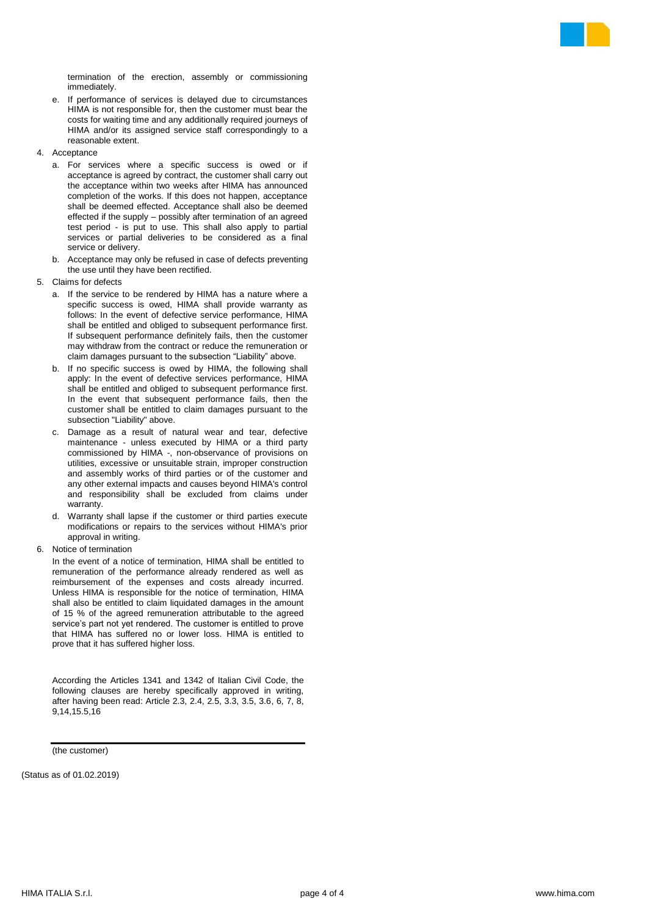termination of the erection, assembly or commissioning immediately.

e. If performance of services is delayed due to circumstances HIMA is not responsible for, then the customer must bear the costs for waiting time and any additionally required journeys of HIMA and/or its assigned service staff correspondingly to a reasonable extent.

4. Acceptance

   a. For services where a specific success is owed or if acceptance is agreed by contract, the customer shall carry out the acceptance within two weeks after HIMA has announced completion of the works. If this does not happen, acceptance shall be deemed effected. Acceptance shall also be deemed effected if the supply – possibly after termination of an agreed test period - is put to use. This shall also apply to partial services or partial deliveries to be considered as a final service or delivery.

   b. Acceptance may only be refused in case of defects preventing the use until they have been rectified.

5. Claims for defects

   a. If the service to be rendered by HIMA has a nature where a specific success is owed, HIMA shall provide warranty as follows: In the event of defective service performance, HIMA shall be entitled and obliged to subsequent performance first. If subsequent performance definitely fails, then the customer may withdraw from the contract or reduce the remuneration or claim damages pursuant to the subsection "Liability" above.

   b. If no specific success is owed by HIMA, the following shall apply: In the event of defective services performance, HIMA shall be entitled and obliged to subsequent performance first. In the event that subsequent performance fails, then the customer shall be entitled to claim damages pursuant to the subsection "Liability" above.

   c. Damage as a result of natural wear and tear, defective maintenance - unless executed by HIMA or a third party commissioned by HIMA -, non-observance of provisions on utilities, excessive or unsuitable strain, improper construction and assembly works of third parties or of the customer and any other external impacts and causes beyond HIMA's control and responsibility shall be excluded from claims under warranty.

   d. Warranty shall lapse if the customer or third parties execute modifications or repairs to the services without HIMA's prior approval in writing.

6. Notice of termination

   In the event of a notice of termination, HIMA shall be entitled to remuneration of the performance already rendered as well as reimbursement of the expenses and costs already incurred. Unless HIMA is responsible for the notice of termination, HIMA shall also be entitled to claim liquidated damages in the amount of 15 % of the agreed remuneration attributable to the agreed service's part not yet rendered. The customer is entitled to prove that HIMA has suffered no or lower loss. HIMA is entitled to prove that it has suffered higher loss.

According the Articles 1341 and 1342 of Italian Civil Code, the following clauses are hereby specifically approved in writing, after having been read: Article 2.3, 2.4, 2.5, 3.3, 3.5, 3.6, 6, 7, 8, 9,14,15.5,16

______________________________

(the customer)

(Status as of 01.02.2019)